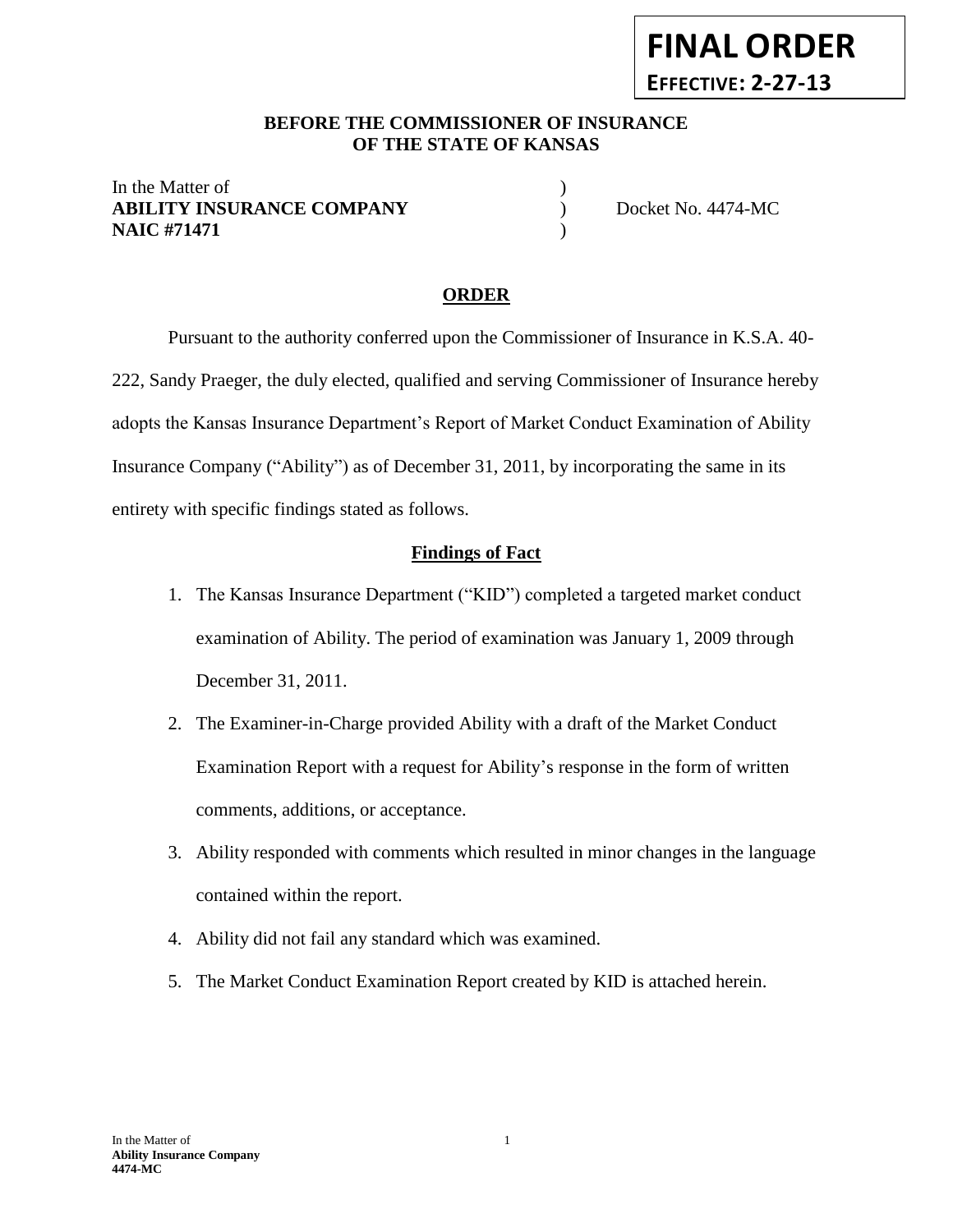**FINAL ORDER**

**EFFECTIVE: 2-27-13**

**BEFORE THE COMMISSIONER OF INSURANCE**
**OF THE STATE OF KANSAS**

| | | |
|---|---|---|
| In the Matter of | ) | |
| **ABILITY INSURANCE COMPANY** | ) | Docket No. 4474-MC |
| **NAIC #71471** | ) | |

## ORDER

Pursuant to the authority conferred upon the Commissioner of Insurance in K.S.A. 40-222, Sandy Praeger, the duly elected, qualified and serving Commissioner of Insurance hereby adopts the Kansas Insurance Department's Report of Market Conduct Examination of Ability Insurance Company ("Ability") as of December 31, 2011, by incorporating the same in its entirety with specific findings stated as follows.

### Findings of Fact

1. The Kansas Insurance Department ("KID") completed a targeted market conduct examination of Ability. The period of examination was January 1, 2009 through December 31, 2011.
2. The Examiner-in-Charge provided Ability with a draft of the Market Conduct Examination Report with a request for Ability's response in the form of written comments, additions, or acceptance.
3. Ability responded with comments which resulted in minor changes in the language contained within the report.
4. Ability did not fail any standard which was examined.
5. The Market Conduct Examination Report created by KID is attached herein.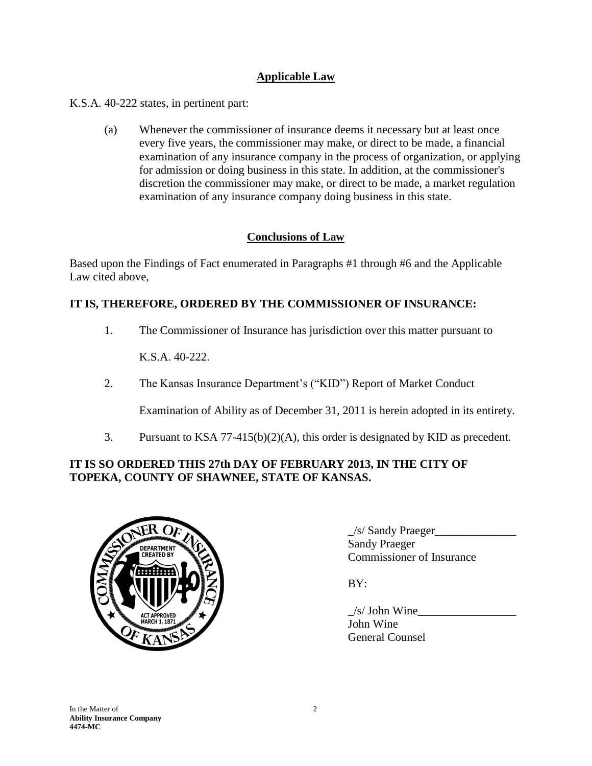## Applicable Law

K.S.A. 40-222 states, in pertinent part:

> (a) Whenever the commissioner of insurance deems it necessary but at least once every five years, the commissioner may make, or direct to be made, a financial examination of any insurance company in the process of organization, or applying for admission or doing business in this state. In addition, at the commissioner's discretion the commissioner may make, or direct to be made, a market regulation examination of any insurance company doing business in this state.

## Conclusions of Law

Based upon the Findings of Fact enumerated in Paragraphs #1 through #6 and the Applicable Law cited above,

**IT IS, THEREFORE, ORDERED BY THE COMMISSIONER OF INSURANCE:**

1. The Commissioner of Insurance has jurisdiction over this matter pursuant to K.S.A. 40-222.
2. The Kansas Insurance Department's ("KID") Report of Market Conduct Examination of Ability as of December 31, 2011 is herein adopted in its entirety.
3. Pursuant to KSA 77-415(b)(2)(A), this order is designated by KID as precedent.

**IT IS SO ORDERED THIS 27th DAY OF FEBRUARY 2013, IN THE CITY OF TOPEKA, COUNTY OF SHAWNEE, STATE OF KANSAS.**

_/s/ Sandy Praeger______________
Sandy Praeger
Commissioner of Insurance

BY:

_/s/ John Wine_________________
John Wine
General Counsel

In the Matter of
**Ability Insurance Company**
**4474-MC**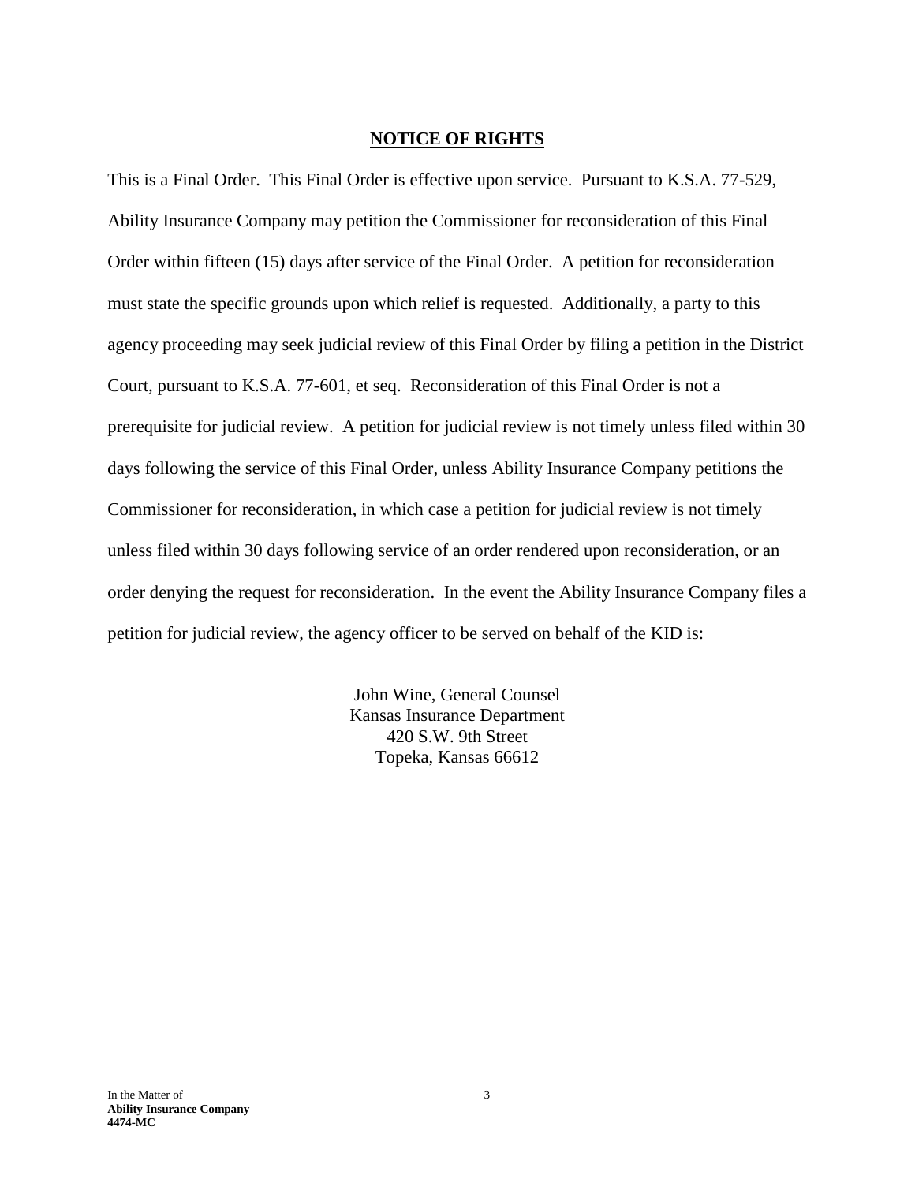## NOTICE OF RIGHTS

This is a Final Order. This Final Order is effective upon service. Pursuant to K.S.A. 77-529, Ability Insurance Company may petition the Commissioner for reconsideration of this Final Order within fifteen (15) days after service of the Final Order. A petition for reconsideration must state the specific grounds upon which relief is requested. Additionally, a party to this agency proceeding may seek judicial review of this Final Order by filing a petition in the District Court, pursuant to K.S.A. 77-601, et seq. Reconsideration of this Final Order is not a prerequisite for judicial review. A petition for judicial review is not timely unless filed within 30 days following the service of this Final Order, unless Ability Insurance Company petitions the Commissioner for reconsideration, in which case a petition for judicial review is not timely unless filed within 30 days following service of an order rendered upon reconsideration, or an order denying the request for reconsideration. In the event the Ability Insurance Company files a petition for judicial review, the agency officer to be served on behalf of the KID is:

John Wine, General Counsel
Kansas Insurance Department
420 S.W. 9th Street
Topeka, Kansas 66612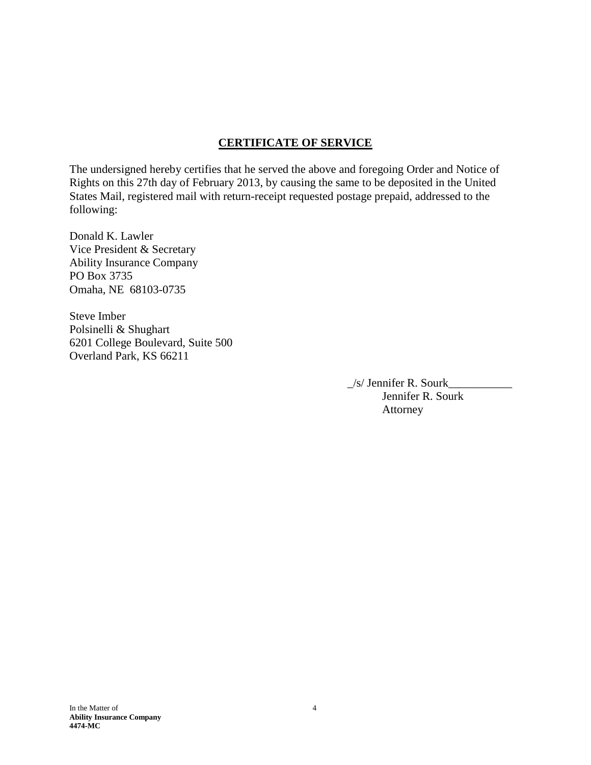## CERTIFICATE OF SERVICE

The undersigned hereby certifies that he served the above and foregoing Order and Notice of Rights on this 27th day of February 2013, by causing the same to be deposited in the United States Mail, registered mail with return-receipt requested postage prepaid, addressed to the following:

Donald K. Lawler
Vice President & Secretary
Ability Insurance Company
PO Box 3735
Omaha, NE 68103-0735

Steve Imber
Polsinelli & Shughart
6201 College Boulevard, Suite 500
Overland Park, KS 66211

_/s/ Jennifer R. Sourk___________
Jennifer R. Sourk
Attorney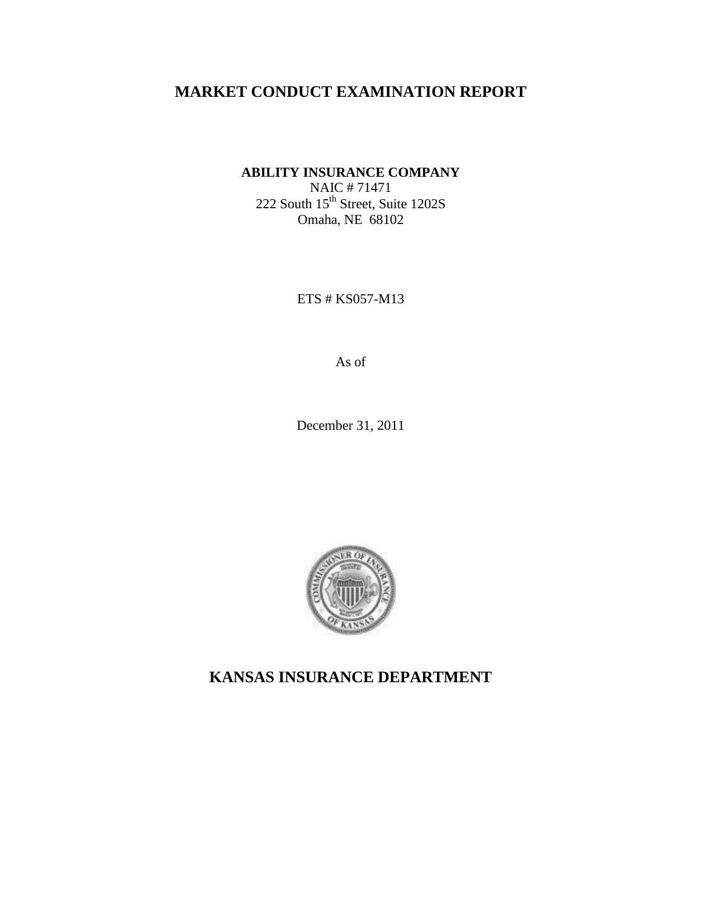# MARKET CONDUCT EXAMINATION REPORT

**ABILITY INSURANCE COMPANY**
NAIC # 71471
222 South 15th Street, Suite 1202S
Omaha, NE 68102

ETS # KS057-M13

As of

December 31, 2011

# KANSAS INSURANCE DEPARTMENT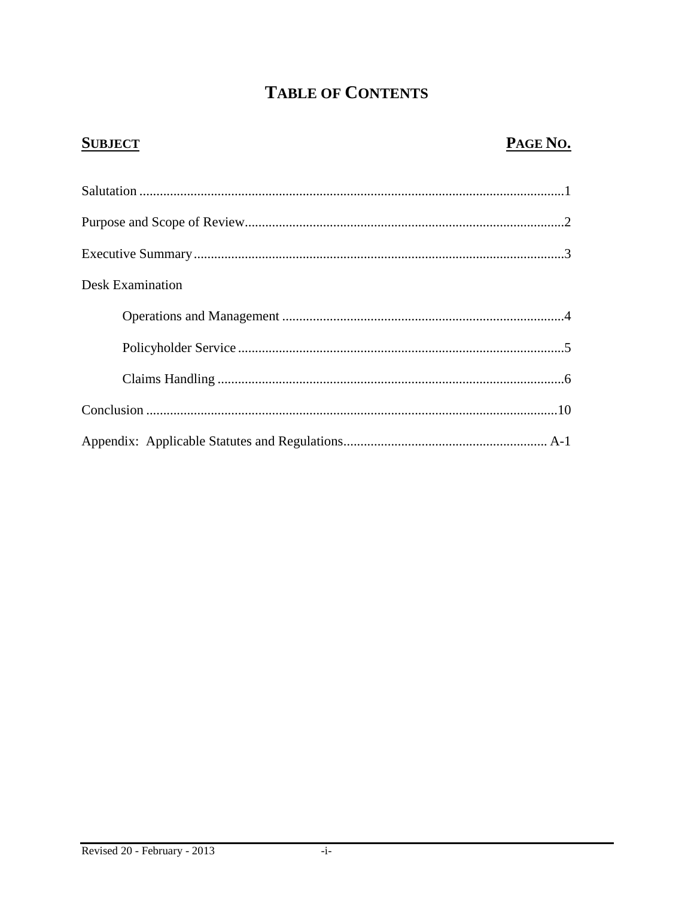# TABLE OF CONTENTS

| SUBJECT | PAGE NO. |
| --- | --- |
| Salutation | 1 |
| Purpose and Scope of Review | 2 |
| Executive Summary | 3 |
| Desk Examination | |
| Operations and Management | 4 |
| Policyholder Service | 5 |
| Claims Handling | 6 |
| Conclusion | 10 |
| Appendix: Applicable Statutes and Regulations | A-1 |

Revised 20 - February - 2013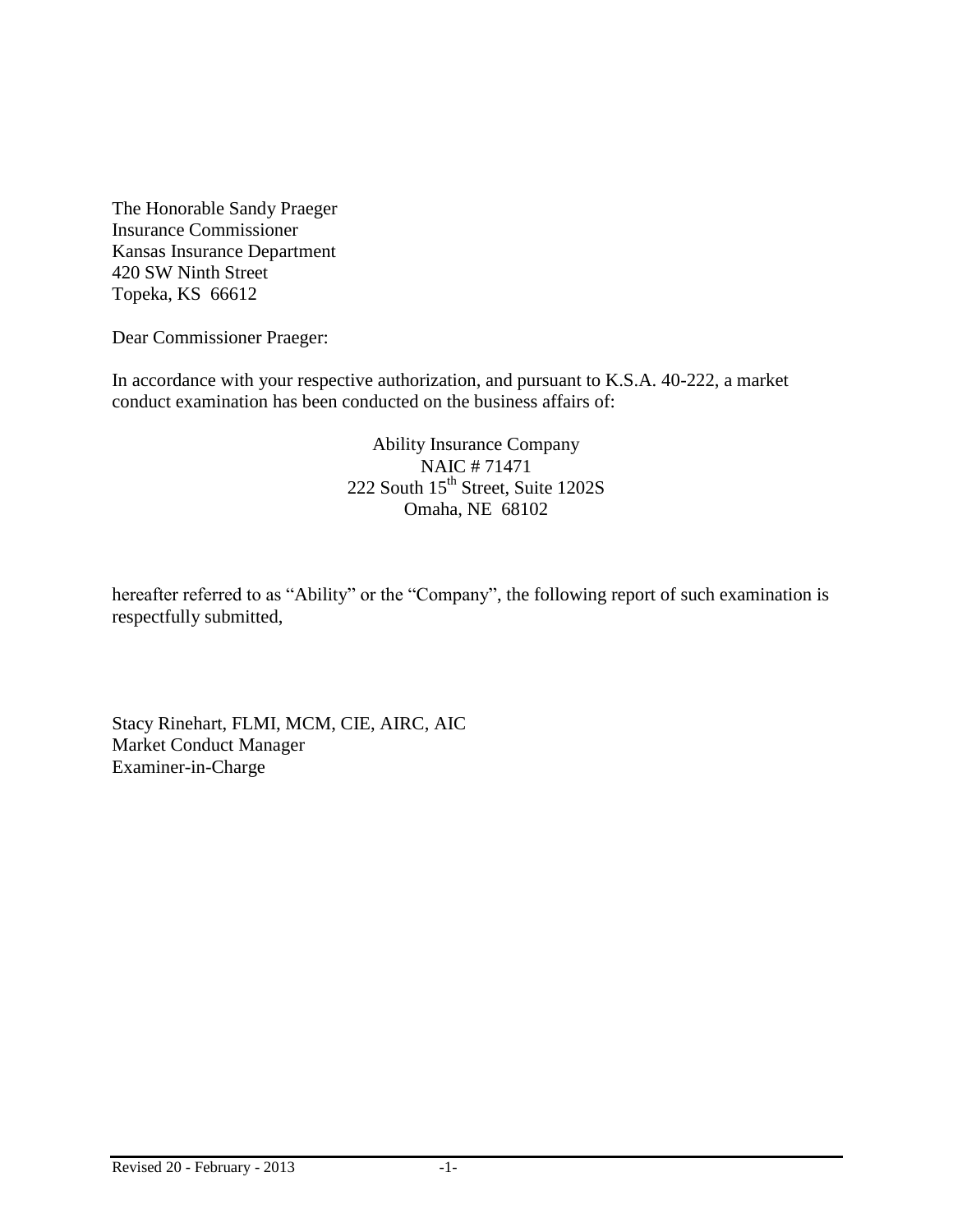The Honorable Sandy Praeger
Insurance Commissioner
Kansas Insurance Department
420 SW Ninth Street
Topeka, KS 66612

Dear Commissioner Praeger:

In accordance with your respective authorization, and pursuant to K.S.A. 40-222, a market conduct examination has been conducted on the business affairs of:

Ability Insurance Company
NAIC # 71471
222 South 15th Street, Suite 1202S
Omaha, NE 68102

hereafter referred to as "Ability" or the "Company", the following report of such examination is respectfully submitted,

Stacy Rinehart, FLMI, MCM, CIE, AIRC, AIC
Market Conduct Manager
Examiner-in-Charge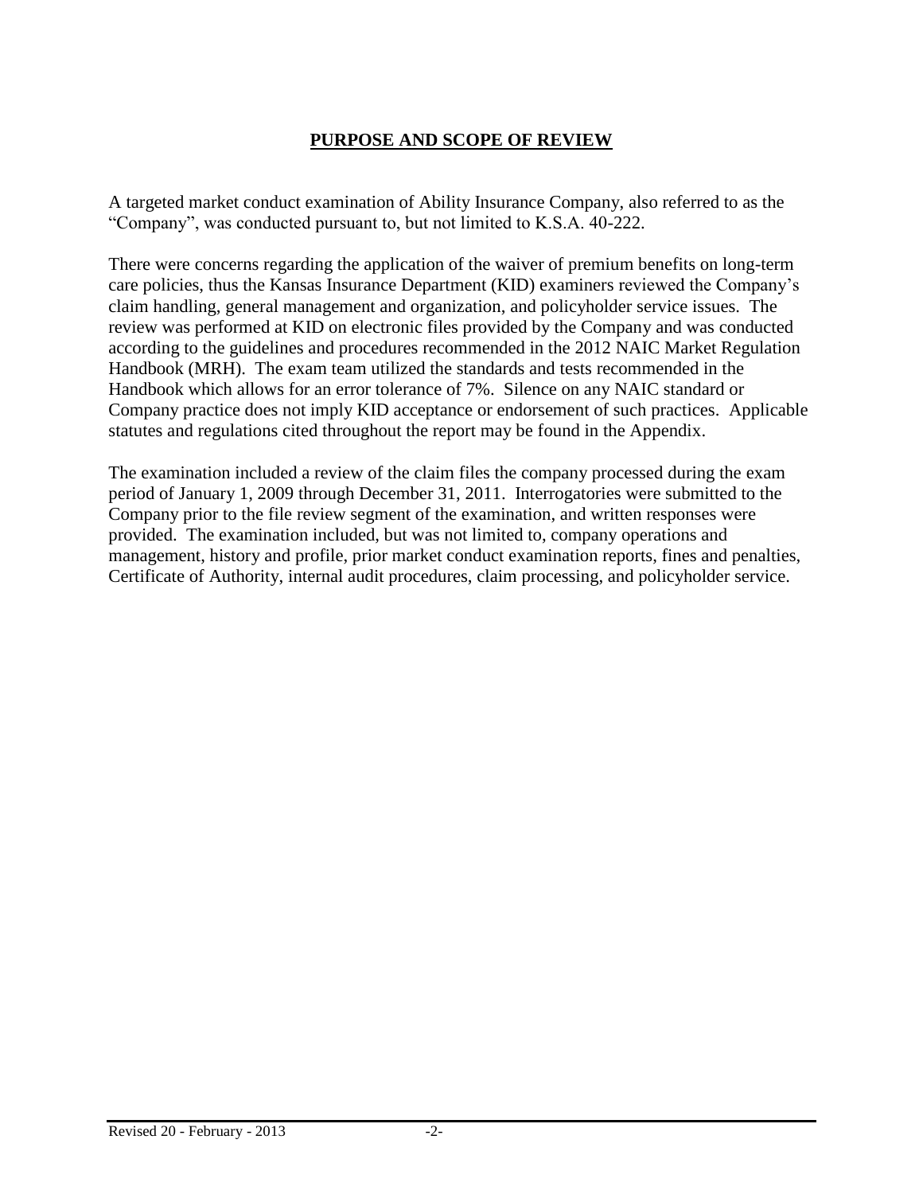## PURPOSE AND SCOPE OF REVIEW

A targeted market conduct examination of Ability Insurance Company, also referred to as the "Company", was conducted pursuant to, but not limited to K.S.A. 40-222.

There were concerns regarding the application of the waiver of premium benefits on long-term care policies, thus the Kansas Insurance Department (KID) examiners reviewed the Company's claim handling, general management and organization, and policyholder service issues. The review was performed at KID on electronic files provided by the Company and was conducted according to the guidelines and procedures recommended in the 2012 NAIC Market Regulation Handbook (MRH). The exam team utilized the standards and tests recommended in the Handbook which allows for an error tolerance of 7%. Silence on any NAIC standard or Company practice does not imply KID acceptance or endorsement of such practices. Applicable statutes and regulations cited throughout the report may be found in the Appendix.

The examination included a review of the claim files the company processed during the exam period of January 1, 2009 through December 31, 2011. Interrogatories were submitted to the Company prior to the file review segment of the examination, and written responses were provided. The examination included, but was not limited to, company operations and management, history and profile, prior market conduct examination reports, fines and penalties, Certificate of Authority, internal audit procedures, claim processing, and policyholder service.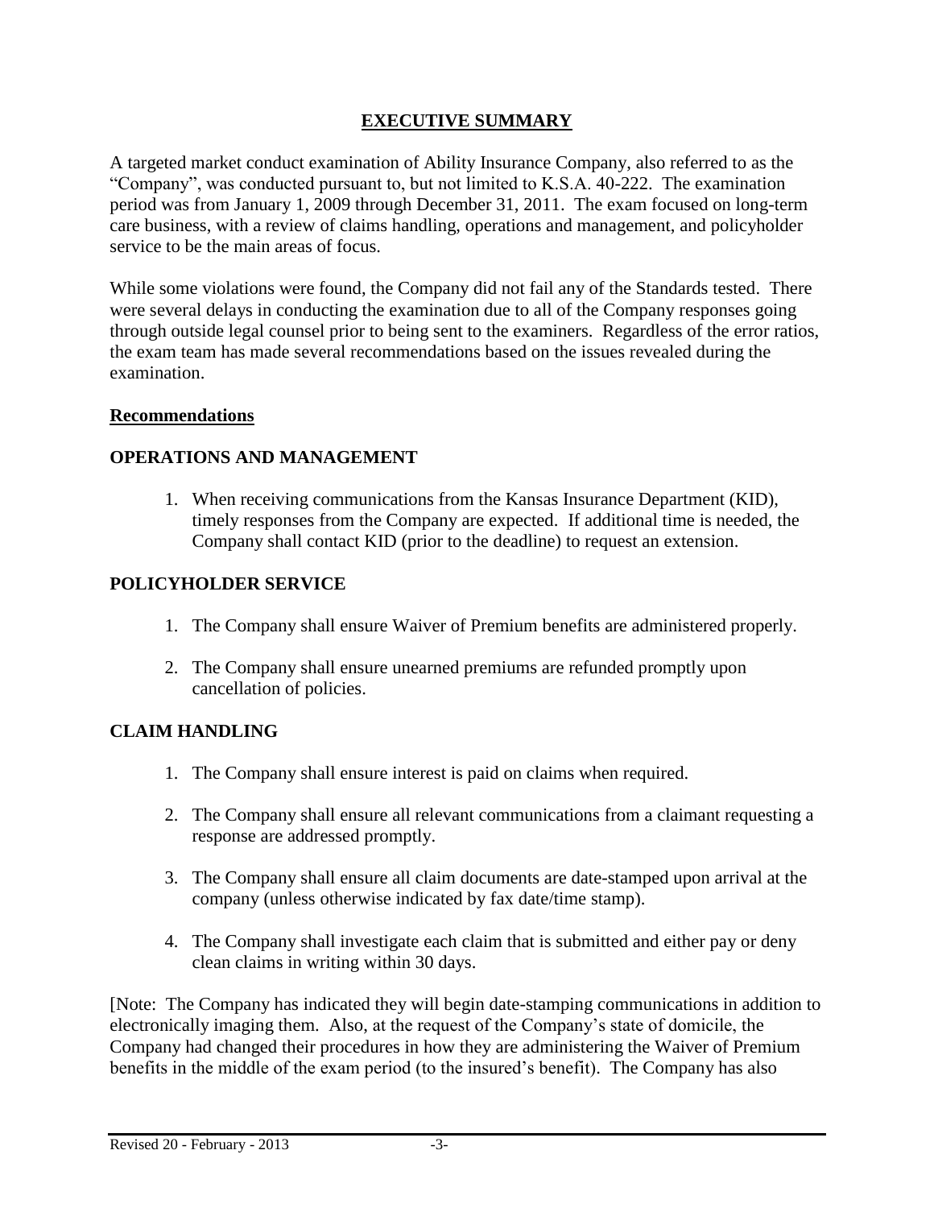## EXECUTIVE SUMMARY

A targeted market conduct examination of Ability Insurance Company, also referred to as the "Company", was conducted pursuant to, but not limited to K.S.A. 40-222. The examination period was from January 1, 2009 through December 31, 2011. The exam focused on long-term care business, with a review of claims handling, operations and management, and policyholder service to be the main areas of focus.

While some violations were found, the Company did not fail any of the Standards tested. There were several delays in conducting the examination due to all of the Company responses going through outside legal counsel prior to being sent to the examiners. Regardless of the error ratios, the exam team has made several recommendations based on the issues revealed during the examination.

### Recommendations

### OPERATIONS AND MANAGEMENT

1. When receiving communications from the Kansas Insurance Department (KID), timely responses from the Company are expected. If additional time is needed, the Company shall contact KID (prior to the deadline) to request an extension.

### POLICYHOLDER SERVICE

1. The Company shall ensure Waiver of Premium benefits are administered properly.
2. The Company shall ensure unearned premiums are refunded promptly upon cancellation of policies.

### CLAIM HANDLING

1. The Company shall ensure interest is paid on claims when required.
2. The Company shall ensure all relevant communications from a claimant requesting a response are addressed promptly.
3. The Company shall ensure all claim documents are date-stamped upon arrival at the company (unless otherwise indicated by fax date/time stamp).
4. The Company shall investigate each claim that is submitted and either pay or deny clean claims in writing within 30 days.

[Note: The Company has indicated they will begin date-stamping communications in addition to electronically imaging them. Also, at the request of the Company's state of domicile, the Company had changed their procedures in how they are administering the Waiver of Premium benefits in the middle of the exam period (to the insured's benefit). The Company has also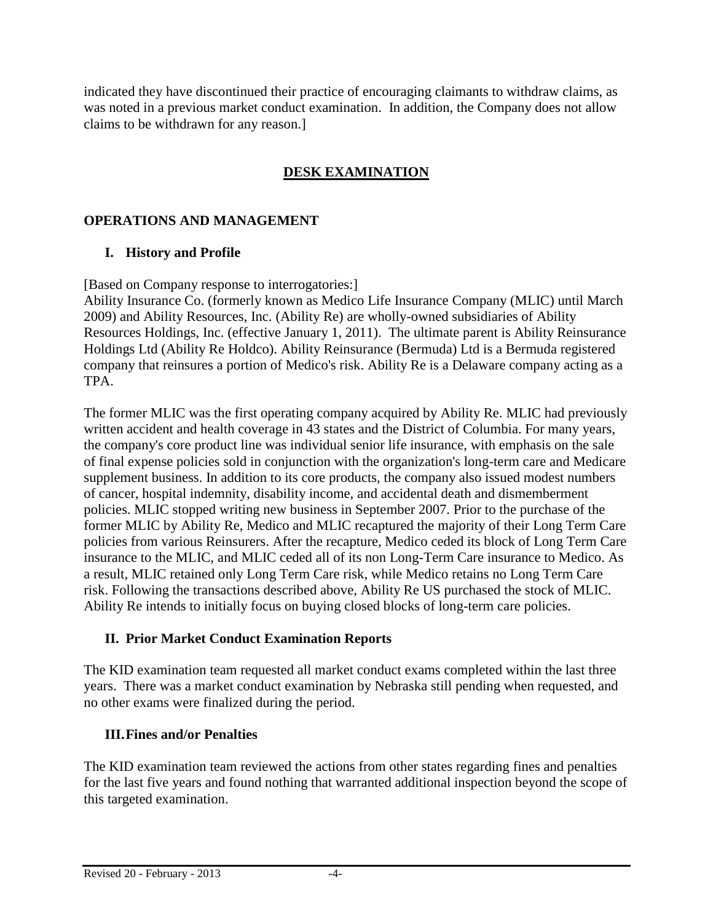indicated they have discontinued their practice of encouraging claimants to withdraw claims, as was noted in a previous market conduct examination.  In addition, the Company does not allow claims to be withdrawn for any reason.]

## DESK EXAMINATION

### OPERATIONS AND MANAGEMENT

#### I. History and Profile

[Based on Company response to interrogatories:]
Ability Insurance Co. (formerly known as Medico Life Insurance Company (MLIC) until March 2009) and Ability Resources, Inc. (Ability Re) are wholly-owned subsidiaries of Ability Resources Holdings, Inc. (effective January 1, 2011). The ultimate parent is Ability Reinsurance Holdings Ltd (Ability Re Holdco). Ability Reinsurance (Bermuda) Ltd is a Bermuda registered company that reinsures a portion of Medico's risk. Ability Re is a Delaware company acting as a TPA.

The former MLIC was the first operating company acquired by Ability Re. MLIC had previously written accident and health coverage in 43 states and the District of Columbia. For many years, the company's core product line was individual senior life insurance, with emphasis on the sale of final expense policies sold in conjunction with the organization's long-term care and Medicare supplement business. In addition to its core products, the company also issued modest numbers of cancer, hospital indemnity, disability income, and accidental death and dismemberment policies. MLIC stopped writing new business in September 2007. Prior to the purchase of the former MLIC by Ability Re, Medico and MLIC recaptured the majority of their Long Term Care policies from various Reinsurers. After the recapture, Medico ceded its block of Long Term Care insurance to the MLIC, and MLIC ceded all of its non Long-Term Care insurance to Medico. As a result, MLIC retained only Long Term Care risk, while Medico retains no Long Term Care risk. Following the transactions described above, Ability Re US purchased the stock of MLIC. Ability Re intends to initially focus on buying closed blocks of long-term care policies.

#### II. Prior Market Conduct Examination Reports

The KID examination team requested all market conduct exams completed within the last three years. There was a market conduct examination by Nebraska still pending when requested, and no other exams were finalized during the period.

#### III. Fines and/or Penalties

The KID examination team reviewed the actions from other states regarding fines and penalties for the last five years and found nothing that warranted additional inspection beyond the scope of this targeted examination.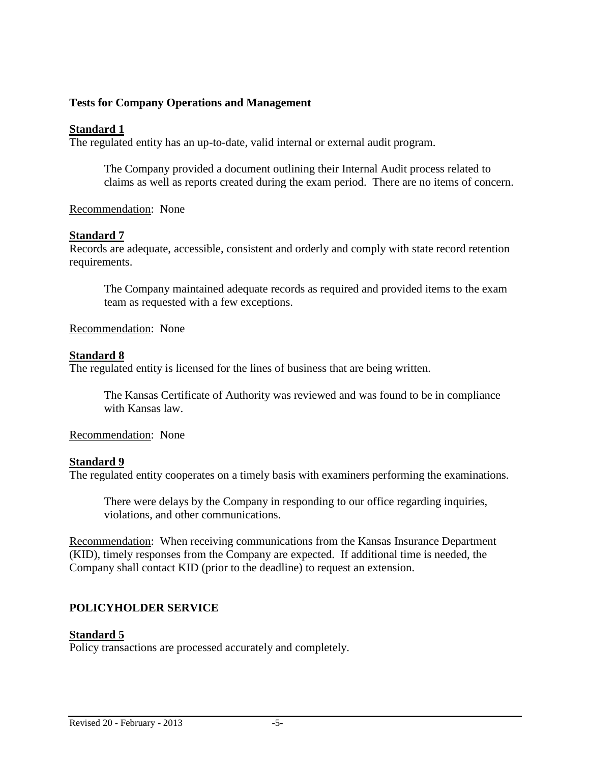**Tests for Company Operations and Management**

**Standard 1**

The regulated entity has an up-to-date, valid internal or external audit program.

> The Company provided a document outlining their Internal Audit process related to claims as well as reports created during the exam period. There are no items of concern.

Recommendation: None

**Standard 7**

Records are adequate, accessible, consistent and orderly and comply with state record retention requirements.

> The Company maintained adequate records as required and provided items to the exam team as requested with a few exceptions.

Recommendation: None

**Standard 8**

The regulated entity is licensed for the lines of business that are being written.

> The Kansas Certificate of Authority was reviewed and was found to be in compliance with Kansas law.

Recommendation: None

**Standard 9**

The regulated entity cooperates on a timely basis with examiners performing the examinations.

> There were delays by the Company in responding to our office regarding inquiries, violations, and other communications.

Recommendation: When receiving communications from the Kansas Insurance Department (KID), timely responses from the Company are expected. If additional time is needed, the Company shall contact KID (prior to the deadline) to request an extension.

**POLICYHOLDER SERVICE**

**Standard 5**

Policy transactions are processed accurately and completely.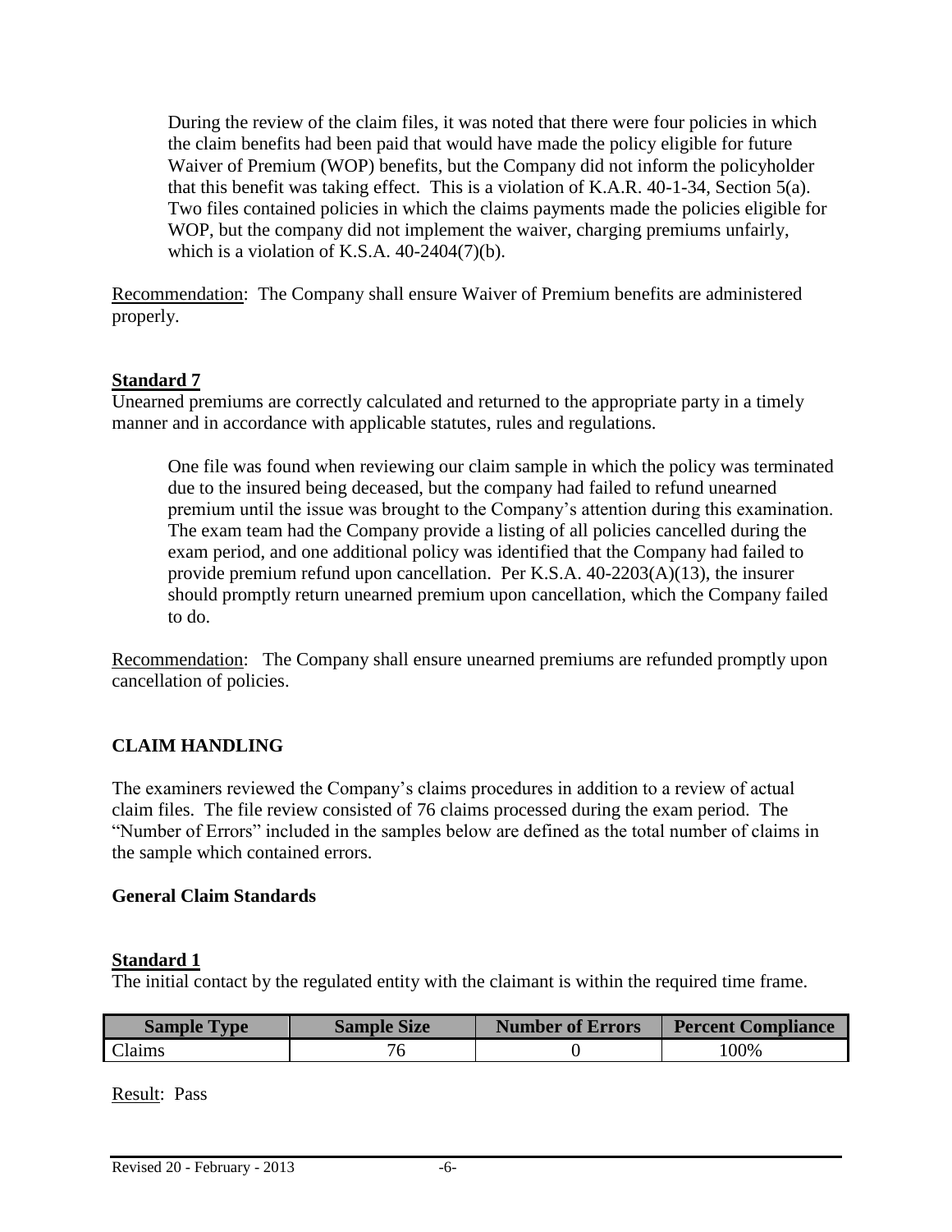During the review of the claim files, it was noted that there were four policies in which the claim benefits had been paid that would have made the policy eligible for future Waiver of Premium (WOP) benefits, but the Company did not inform the policyholder that this benefit was taking effect. This is a violation of K.A.R. 40-1-34, Section 5(a). Two files contained policies in which the claims payments made the policies eligible for WOP, but the company did not implement the waiver, charging premiums unfairly, which is a violation of K.S.A. 40-2404(7)(b).

Recommendation: The Company shall ensure Waiver of Premium benefits are administered properly.

**Standard 7**

Unearned premiums are correctly calculated and returned to the appropriate party in a timely manner and in accordance with applicable statutes, rules and regulations.

One file was found when reviewing our claim sample in which the policy was terminated due to the insured being deceased, but the company had failed to refund unearned premium until the issue was brought to the Company's attention during this examination. The exam team had the Company provide a listing of all policies cancelled during the exam period, and one additional policy was identified that the Company had failed to provide premium refund upon cancellation. Per K.S.A. 40-2203(A)(13), the insurer should promptly return unearned premium upon cancellation, which the Company failed to do.

Recommendation: The Company shall ensure unearned premiums are refunded promptly upon cancellation of policies.

## CLAIM HANDLING

The examiners reviewed the Company's claims procedures in addition to a review of actual claim files. The file review consisted of 76 claims processed during the exam period. The "Number of Errors" included in the samples below are defined as the total number of claims in the sample which contained errors.

### General Claim Standards

**Standard 1**

The initial contact by the regulated entity with the claimant is within the required time frame.

| Sample Type | Sample Size | Number of Errors | Percent Compliance |
|---|---|---|---|
| Claims | 76 | 0 | 100% |

Result: Pass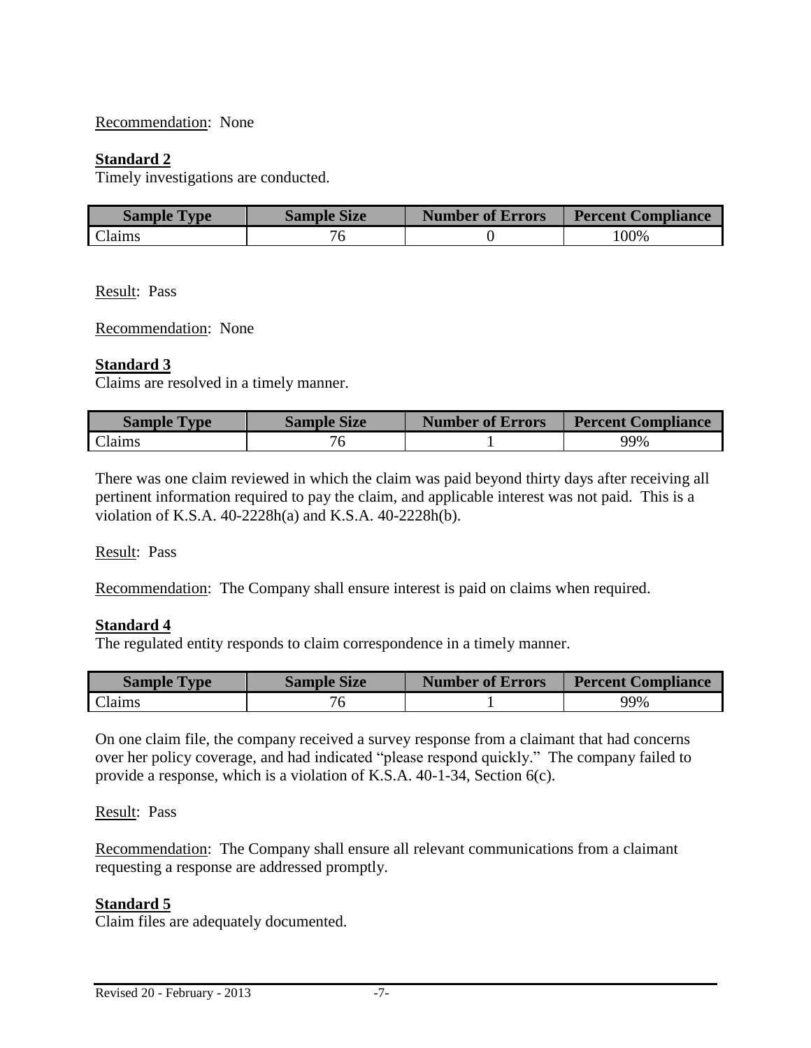Recommendation: None

**Standard 2**
Timely investigations are conducted.

| Sample Type | Sample Size | Number of Errors | Percent Compliance |
|---|---|---|---|
| Claims | 76 | 0 | 100% |

Result: Pass

Recommendation: None

**Standard 3**
Claims are resolved in a timely manner.

| Sample Type | Sample Size | Number of Errors | Percent Compliance |
|---|---|---|---|
| Claims | 76 | 1 | 99% |

There was one claim reviewed in which the claim was paid beyond thirty days after receiving all pertinent information required to pay the claim, and applicable interest was not paid. This is a violation of K.S.A. 40-2228h(a) and K.S.A. 40-2228h(b).

Result: Pass

Recommendation: The Company shall ensure interest is paid on claims when required.

**Standard 4**
The regulated entity responds to claim correspondence in a timely manner.

| Sample Type | Sample Size | Number of Errors | Percent Compliance |
|---|---|---|---|
| Claims | 76 | 1 | 99% |

On one claim file, the company received a survey response from a claimant that had concerns over her policy coverage, and had indicated "please respond quickly." The company failed to provide a response, which is a violation of K.S.A. 40-1-34, Section 6(c).

Result: Pass

Recommendation: The Company shall ensure all relevant communications from a claimant requesting a response are addressed promptly.

**Standard 5**
Claim files are adequately documented.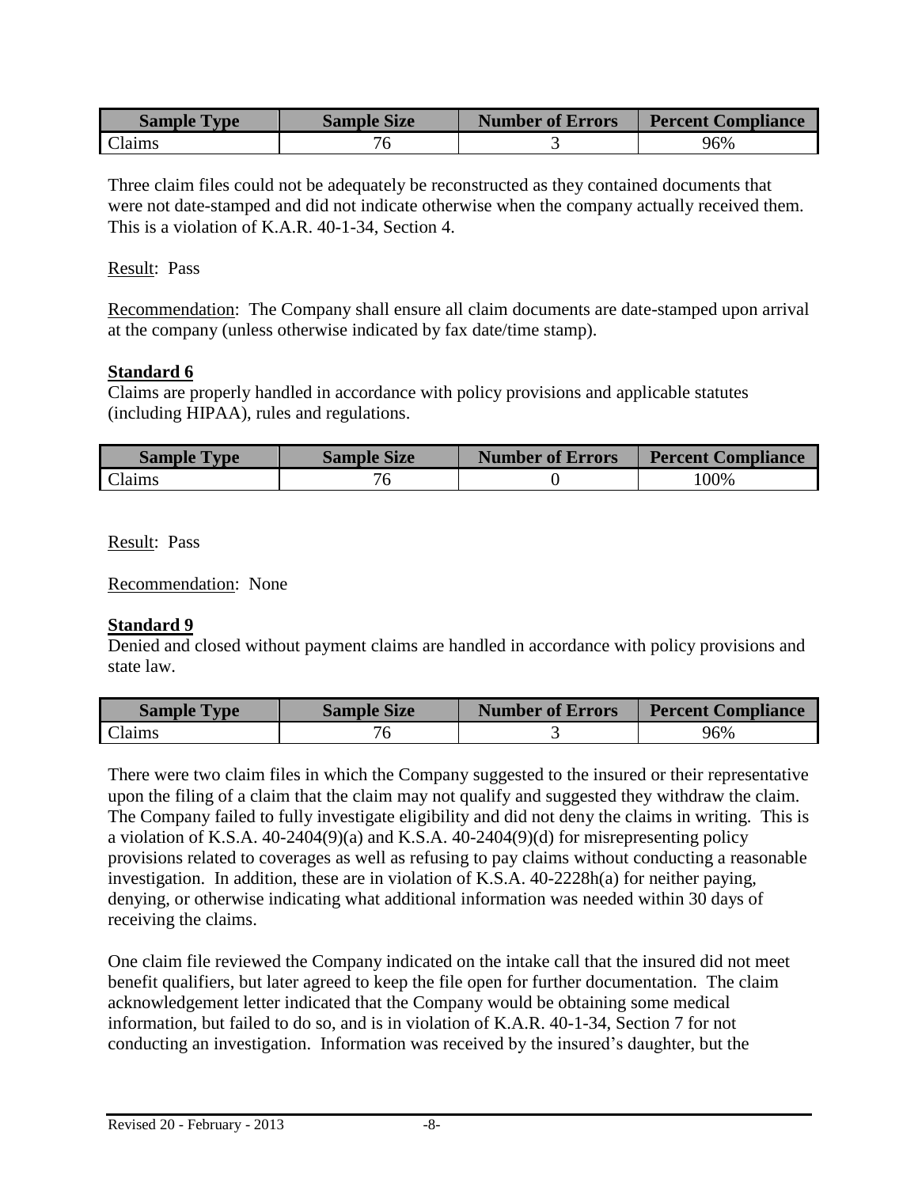| Sample Type | Sample Size | Number of Errors | Percent Compliance |
|---|---|---|---|
| Claims | 76 | 3 | 96% |

Three claim files could not be adequately be reconstructed as they contained documents that were not date-stamped and did not indicate otherwise when the company actually received them. This is a violation of K.A.R. 40-1-34, Section 4.

Result: Pass

Recommendation: The Company shall ensure all claim documents are date-stamped upon arrival at the company (unless otherwise indicated by fax date/time stamp).

**Standard 6**

Claims are properly handled in accordance with policy provisions and applicable statutes (including HIPAA), rules and regulations.

| Sample Type | Sample Size | Number of Errors | Percent Compliance |
|---|---|---|---|
| Claims | 76 | 0 | 100% |

Result: Pass

Recommendation: None

**Standard 9**

Denied and closed without payment claims are handled in accordance with policy provisions and state law.

| Sample Type | Sample Size | Number of Errors | Percent Compliance |
|---|---|---|---|
| Claims | 76 | 3 | 96% |

There were two claim files in which the Company suggested to the insured or their representative upon the filing of a claim that the claim may not qualify and suggested they withdraw the claim. The Company failed to fully investigate eligibility and did not deny the claims in writing. This is a violation of K.S.A. 40-2404(9)(a) and K.S.A. 40-2404(9)(d) for misrepresenting policy provisions related to coverages as well as refusing to pay claims without conducting a reasonable investigation. In addition, these are in violation of K.S.A. 40-2228h(a) for neither paying, denying, or otherwise indicating what additional information was needed within 30 days of receiving the claims.

One claim file reviewed the Company indicated on the intake call that the insured did not meet benefit qualifiers, but later agreed to keep the file open for further documentation. The claim acknowledgement letter indicated that the Company would be obtaining some medical information, but failed to do so, and is in violation of K.A.R. 40-1-34, Section 7 for not conducting an investigation. Information was received by the insured's daughter, but the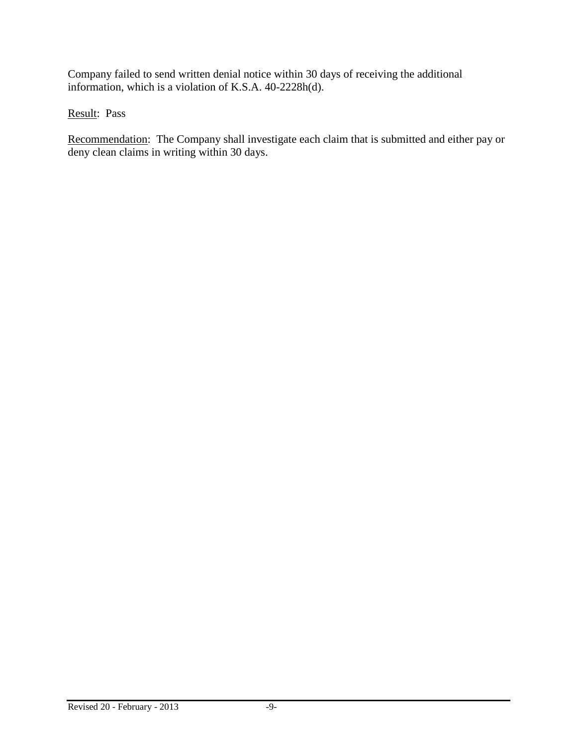Company failed to send written denial notice within 30 days of receiving the additional information, which is a violation of K.S.A. 40-2228h(d).

Result: Pass

Recommendation: The Company shall investigate each claim that is submitted and either pay or deny clean claims in writing within 30 days.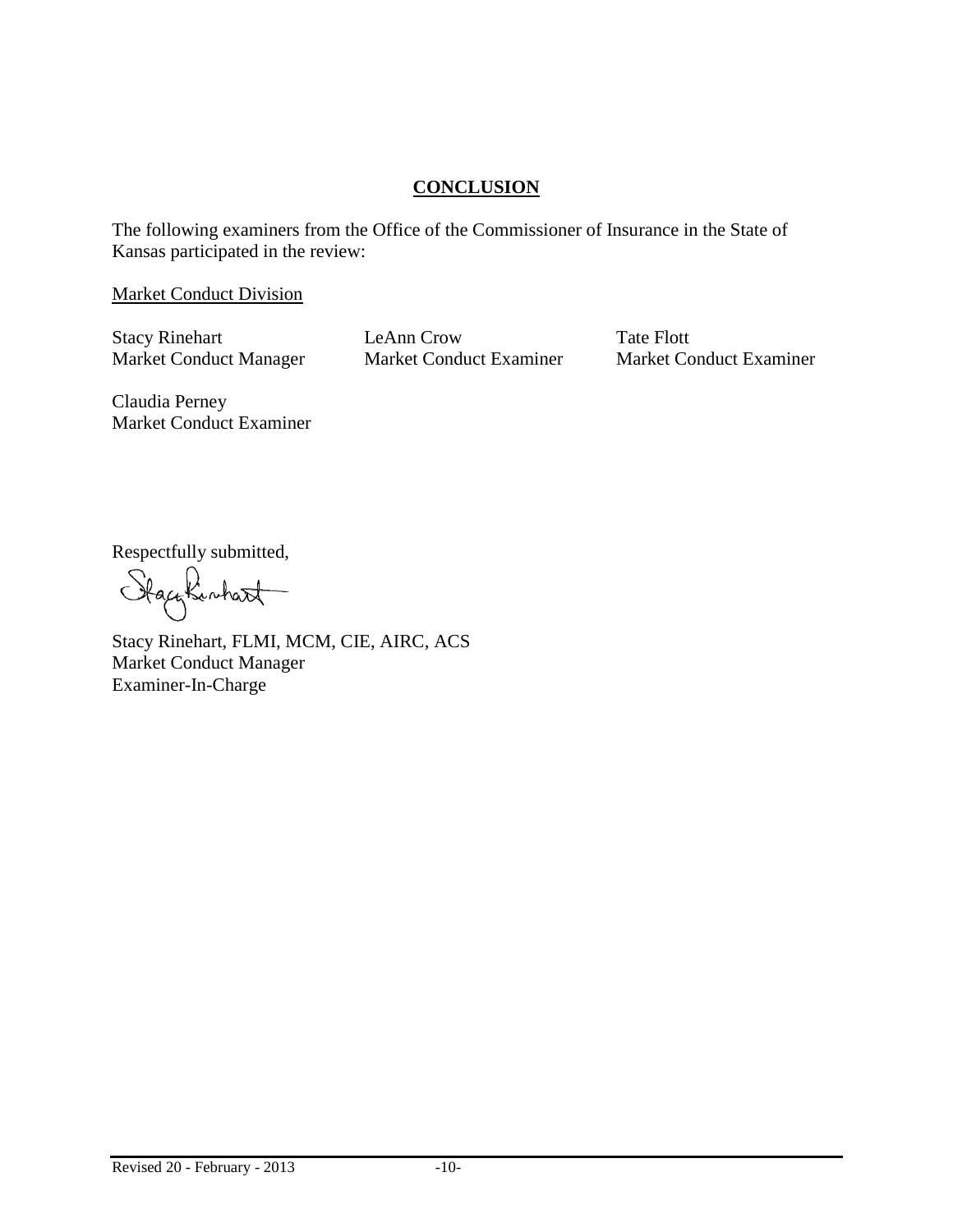## CONCLUSION

The following examiners from the Office of the Commissioner of Insurance in the State of Kansas participated in the review:

Market Conduct Division

Stacy Rinehart
Market Conduct Manager

LeAnn Crow
Market Conduct Examiner

Tate Flott
Market Conduct Examiner

Claudia Perney
Market Conduct Examiner

Respectfully submitted,

Stacy Rinehart, FLMI, MCM, CIE, AIRC, ACS
Market Conduct Manager
Examiner-In-Charge

Revised 20 - February - 2013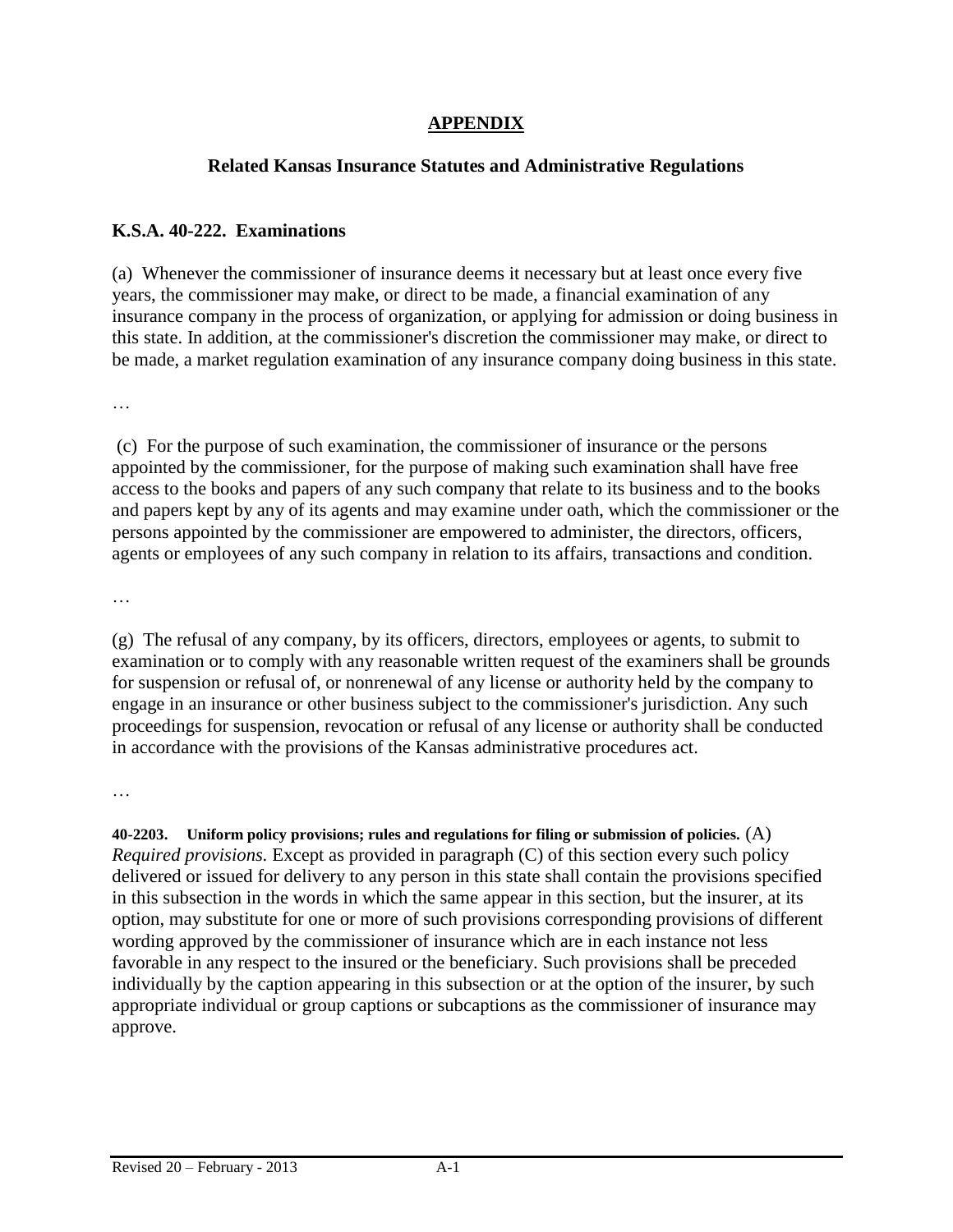# APPENDIX

## Related Kansas Insurance Statutes and Administrative Regulations

### K.S.A. 40-222. Examinations

(a) Whenever the commissioner of insurance deems it necessary but at least once every five years, the commissioner may make, or direct to be made, a financial examination of any insurance company in the process of organization, or applying for admission or doing business in this state. In addition, at the commissioner's discretion the commissioner may make, or direct to be made, a market regulation examination of any insurance company doing business in this state.

…

(c) For the purpose of such examination, the commissioner of insurance or the persons appointed by the commissioner, for the purpose of making such examination shall have free access to the books and papers of any such company that relate to its business and to the books and papers kept by any of its agents and may examine under oath, which the commissioner or the persons appointed by the commissioner are empowered to administer, the directors, officers, agents or employees of any such company in relation to its affairs, transactions and condition.

…

(g) The refusal of any company, by its officers, directors, employees or agents, to submit to examination or to comply with any reasonable written request of the examiners shall be grounds for suspension or refusal of, or nonrenewal of any license or authority held by the company to engage in an insurance or other business subject to the commissioner's jurisdiction. Any such proceedings for suspension, revocation or refusal of any license or authority shall be conducted in accordance with the provisions of the Kansas administrative procedures act.

…

**40-2203. Uniform policy provisions; rules and regulations for filing or submission of policies.** (A) *Required provisions.* Except as provided in paragraph (C) of this section every such policy delivered or issued for delivery to any person in this state shall contain the provisions specified in this subsection in the words in which the same appear in this section, but the insurer, at its option, may substitute for one or more of such provisions corresponding provisions of different wording approved by the commissioner of insurance which are in each instance not less favorable in any respect to the insured or the beneficiary. Such provisions shall be preceded individually by the caption appearing in this subsection or at the option of the insurer, by such appropriate individual or group captions or subcaptions as the commissioner of insurance may approve.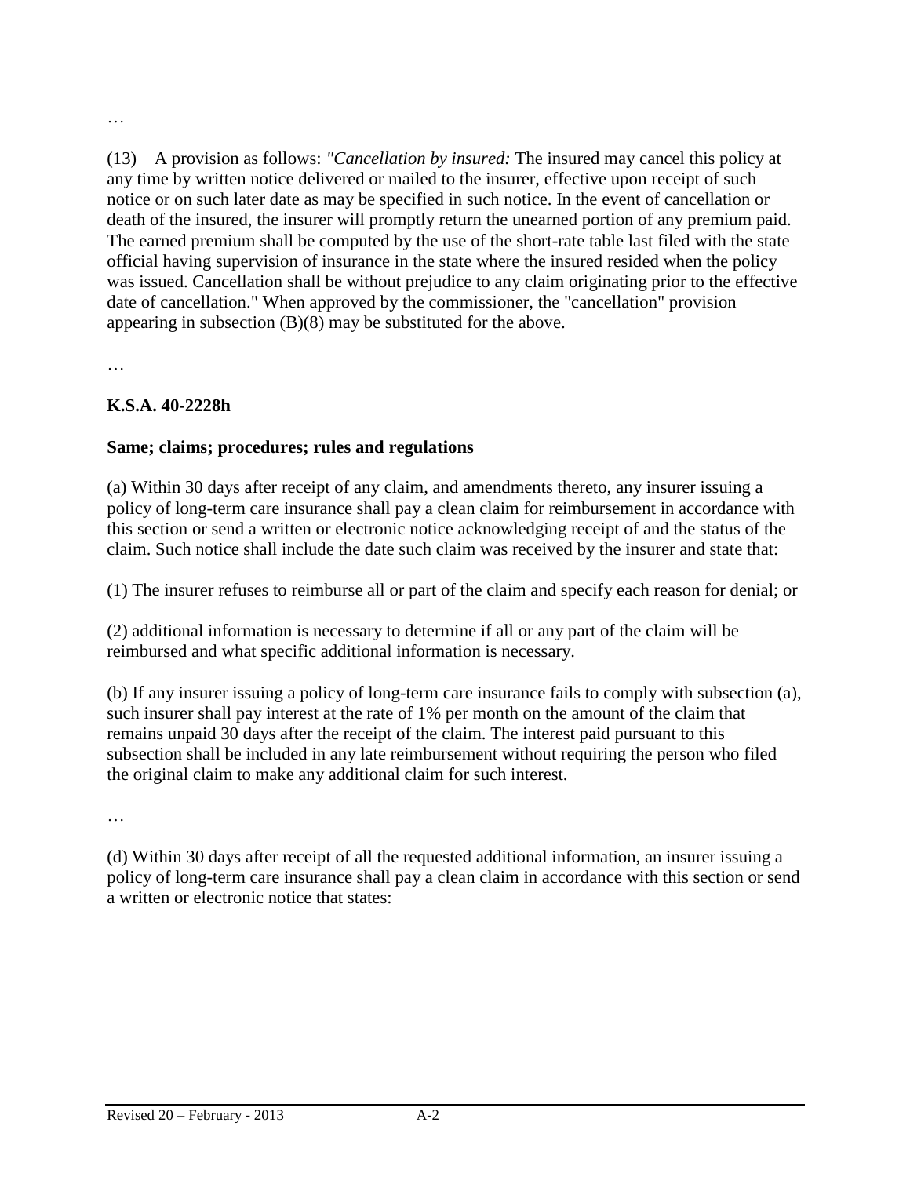…

(13) A provision as follows: *"Cancellation by insured:* The insured may cancel this policy at any time by written notice delivered or mailed to the insurer, effective upon receipt of such notice or on such later date as may be specified in such notice. In the event of cancellation or death of the insured, the insurer will promptly return the unearned portion of any premium paid. The earned premium shall be computed by the use of the short-rate table last filed with the state official having supervision of insurance in the state where the insured resided when the policy was issued. Cancellation shall be without prejudice to any claim originating prior to the effective date of cancellation." When approved by the commissioner, the "cancellation" provision appearing in subsection (B)(8) may be substituted for the above.

…

**K.S.A. 40-2228h**

**Same; claims; procedures; rules and regulations**

(a) Within 30 days after receipt of any claim, and amendments thereto, any insurer issuing a policy of long-term care insurance shall pay a clean claim for reimbursement in accordance with this section or send a written or electronic notice acknowledging receipt of and the status of the claim. Such notice shall include the date such claim was received by the insurer and state that:

(1) The insurer refuses to reimburse all or part of the claim and specify each reason for denial; or

(2) additional information is necessary to determine if all or any part of the claim will be reimbursed and what specific additional information is necessary.

(b) If any insurer issuing a policy of long-term care insurance fails to comply with subsection (a), such insurer shall pay interest at the rate of 1% per month on the amount of the claim that remains unpaid 30 days after the receipt of the claim. The interest paid pursuant to this subsection shall be included in any late reimbursement without requiring the person who filed the original claim to make any additional claim for such interest.

…

(d) Within 30 days after receipt of all the requested additional information, an insurer issuing a policy of long-term care insurance shall pay a clean claim in accordance with this section or send a written or electronic notice that states: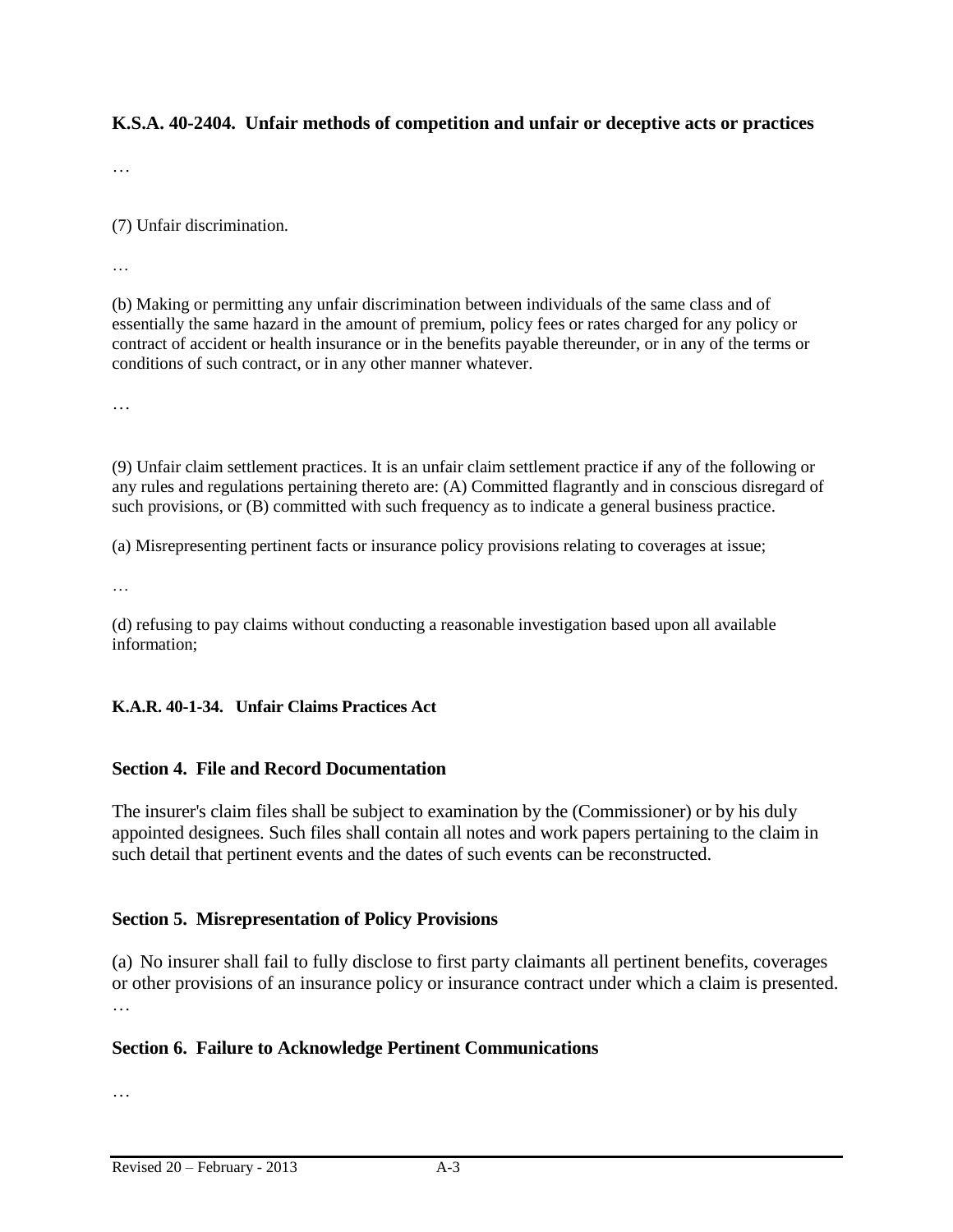### K.S.A. 40-2404. Unfair methods of competition and unfair or deceptive acts or practices

…

(7) Unfair discrimination.

…

(b) Making or permitting any unfair discrimination between individuals of the same class and of essentially the same hazard in the amount of premium, policy fees or rates charged for any policy or contract of accident or health insurance or in the benefits payable thereunder, or in any of the terms or conditions of such contract, or in any other manner whatever.

…

(9) Unfair claim settlement practices. It is an unfair claim settlement practice if any of the following or any rules and regulations pertaining thereto are: (A) Committed flagrantly and in conscious disregard of such provisions, or (B) committed with such frequency as to indicate a general business practice.

(a) Misrepresenting pertinent facts or insurance policy provisions relating to coverages at issue;

…

(d) refusing to pay claims without conducting a reasonable investigation based upon all available information;

### K.A.R. 40-1-34. Unfair Claims Practices Act

### Section 4. File and Record Documentation

The insurer's claim files shall be subject to examination by the (Commissioner) or by his duly appointed designees. Such files shall contain all notes and work papers pertaining to the claim in such detail that pertinent events and the dates of such events can be reconstructed.

### Section 5. Misrepresentation of Policy Provisions

(a) No insurer shall fail to fully disclose to first party claimants all pertinent benefits, coverages or other provisions of an insurance policy or insurance contract under which a claim is presented.
…

### Section 6. Failure to Acknowledge Pertinent Communications

…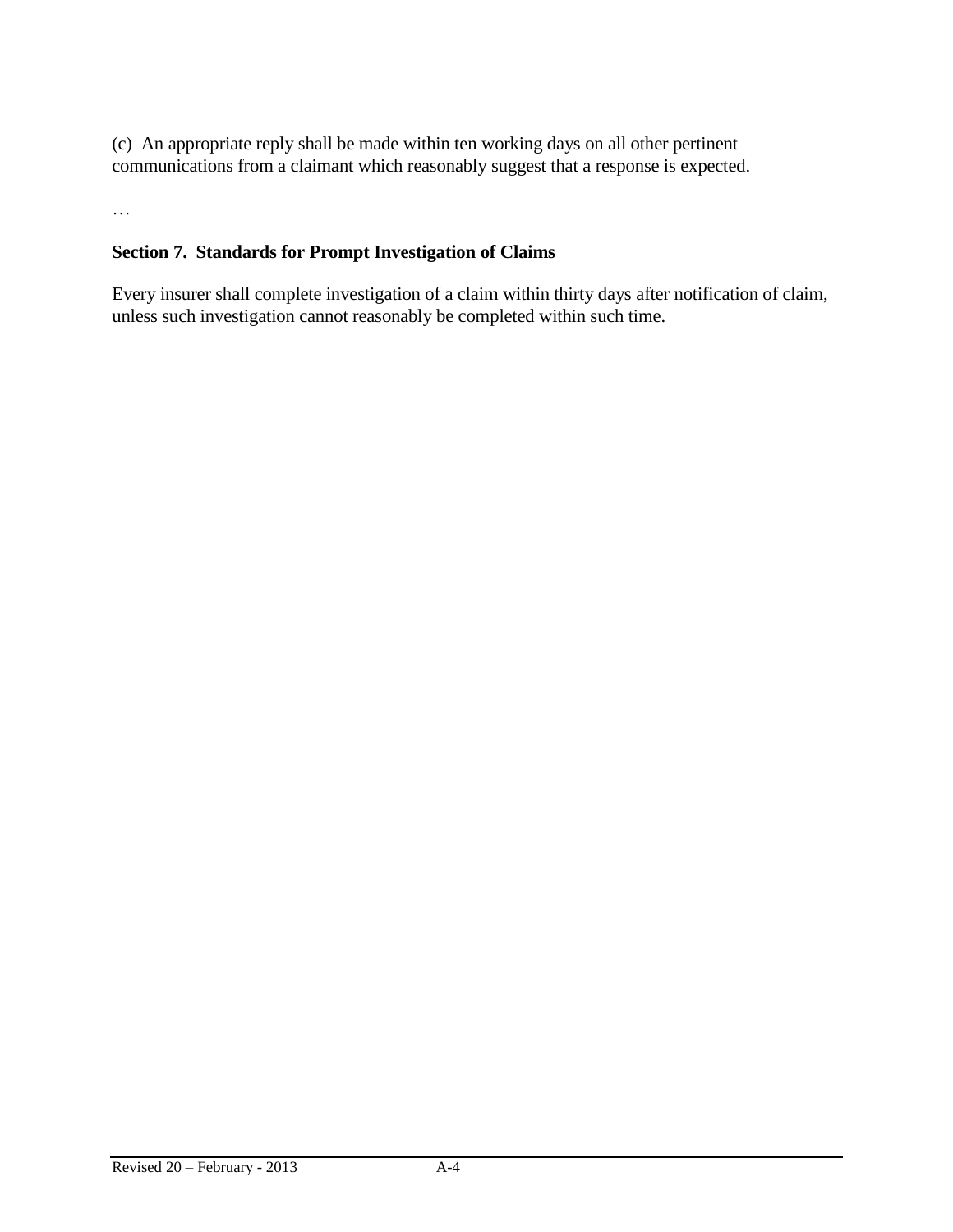(c) An appropriate reply shall be made within ten working days on all other pertinent communications from a claimant which reasonably suggest that a response is expected.

…

**Section 7. Standards for Prompt Investigation of Claims**

Every insurer shall complete investigation of a claim within thirty days after notification of claim, unless such investigation cannot reasonably be completed within such time.